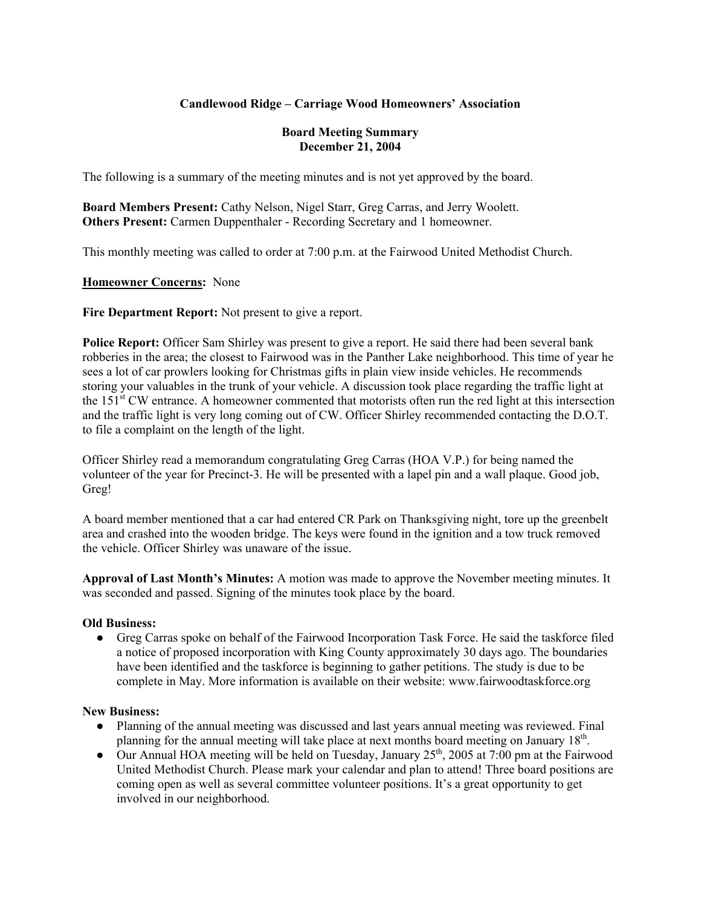# Candlewood Ridge – Carriage Wood Homeowners' Association

## Board Meeting Summary
## December 21, 2004

The following is a summary of the meeting minutes and is not yet approved by the board.

**Board Members Present:** Cathy Nelson, Nigel Starr, Greg Carras, and Jerry Woolett.
**Others Present:** Carmen Duppenthaler - Recording Secretary and 1 homeowner.

This monthly meeting was called to order at 7:00 p.m. at the Fairwood United Methodist Church.

**<u>Homeowner Concerns</u>:** None

**Fire Department Report:** Not present to give a report.

**Police Report:** Officer Sam Shirley was present to give a report. He said there had been several bank robberies in the area; the closest to Fairwood was in the Panther Lake neighborhood. This time of year he sees a lot of car prowlers looking for Christmas gifts in plain view inside vehicles. He recommends storing your valuables in the trunk of your vehicle. A discussion took place regarding the traffic light at the 151st CW entrance. A homeowner commented that motorists often run the red light at this intersection and the traffic light is very long coming out of CW. Officer Shirley recommended contacting the D.O.T. to file a complaint on the length of the light.

Officer Shirley read a memorandum congratulating Greg Carras (HOA V.P.) for being named the volunteer of the year for Precinct-3. He will be presented with a lapel pin and a wall plaque. Good job, Greg!

A board member mentioned that a car had entered CR Park on Thanksgiving night, tore up the greenbelt area and crashed into the wooden bridge. The keys were found in the ignition and a tow truck removed the vehicle. Officer Shirley was unaware of the issue.

**Approval of Last Month's Minutes:** A motion was made to approve the November meeting minutes. It was seconded and passed. Signing of the minutes took place by the board.

**Old Business:**

- Greg Carras spoke on behalf of the Fairwood Incorporation Task Force. He said the taskforce filed a notice of proposed incorporation with King County approximately 30 days ago. The boundaries have been identified and the taskforce is beginning to gather petitions. The study is due to be complete in May. More information is available on their website: www.fairwoodtaskforce.org

**New Business:**

- Planning of the annual meeting was discussed and last years annual meeting was reviewed. Final planning for the annual meeting will take place at next months board meeting on January 18th.
- Our Annual HOA meeting will be held on Tuesday, January 25th, 2005 at 7:00 pm at the Fairwood United Methodist Church. Please mark your calendar and plan to attend! Three board positions are coming open as well as several committee volunteer positions. It's a great opportunity to get involved in our neighborhood.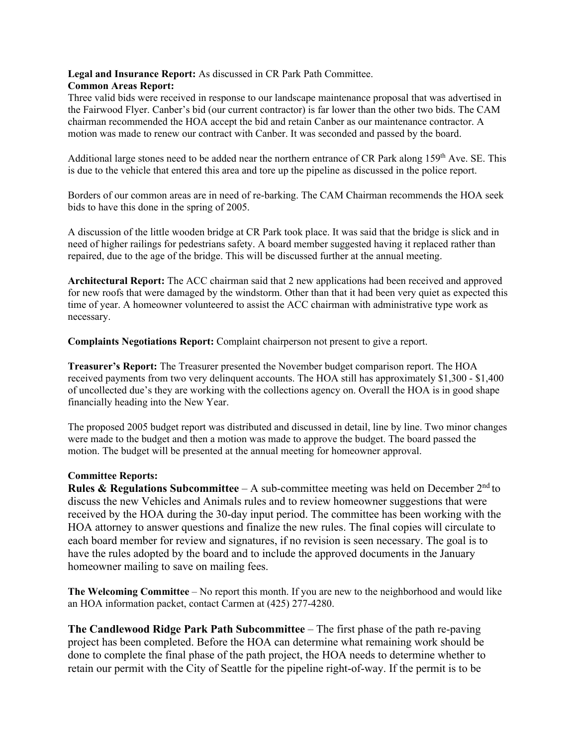**Legal and Insurance Report:** As discussed in CR Park Path Committee.

**Common Areas Report:**

Three valid bids were received in response to our landscape maintenance proposal that was advertised in the Fairwood Flyer. Canber's bid (our current contractor) is far lower than the other two bids. The CAM chairman recommended the HOA accept the bid and retain Canber as our maintenance contractor. A motion was made to renew our contract with Canber. It was seconded and passed by the board.

Additional large stones need to be added near the northern entrance of CR Park along 159th Ave. SE. This is due to the vehicle that entered this area and tore up the pipeline as discussed in the police report.

Borders of our common areas are in need of re-barking. The CAM Chairman recommends the HOA seek bids to have this done in the spring of 2005.

A discussion of the little wooden bridge at CR Park took place. It was said that the bridge is slick and in need of higher railings for pedestrians safety. A board member suggested having it replaced rather than repaired, due to the age of the bridge. This will be discussed further at the annual meeting.

**Architectural Report:** The ACC chairman said that 2 new applications had been received and approved for new roofs that were damaged by the windstorm. Other than that it had been very quiet as expected this time of year. A homeowner volunteered to assist the ACC chairman with administrative type work as necessary.

**Complaints Negotiations Report:** Complaint chairperson not present to give a report.

**Treasurer's Report:** The Treasurer presented the November budget comparison report. The HOA received payments from two very delinquent accounts. The HOA still has approximately $1,300 - $1,400 of uncollected due's they are working with the collections agency on. Overall the HOA is in good shape financially heading into the New Year.

The proposed 2005 budget report was distributed and discussed in detail, line by line. Two minor changes were made to the budget and then a motion was made to approve the budget. The board passed the motion. The budget will be presented at the annual meeting for homeowner approval.

**Committee Reports:**

**Rules & Regulations Subcommittee** – A sub-committee meeting was held on December 2nd to discuss the new Vehicles and Animals rules and to review homeowner suggestions that were received by the HOA during the 30-day input period. The committee has been working with the HOA attorney to answer questions and finalize the new rules. The final copies will circulate to each board member for review and signatures, if no revision is seen necessary. The goal is to have the rules adopted by the board and to include the approved documents in the January homeowner mailing to save on mailing fees.

**The Welcoming Committee** – No report this month. If you are new to the neighborhood and would like an HOA information packet, contact Carmen at (425) 277-4280.

**The Candlewood Ridge Park Path Subcommittee** – The first phase of the path re-paving project has been completed. Before the HOA can determine what remaining work should be done to complete the final phase of the path project, the HOA needs to determine whether to retain our permit with the City of Seattle for the pipeline right-of-way. If the permit is to be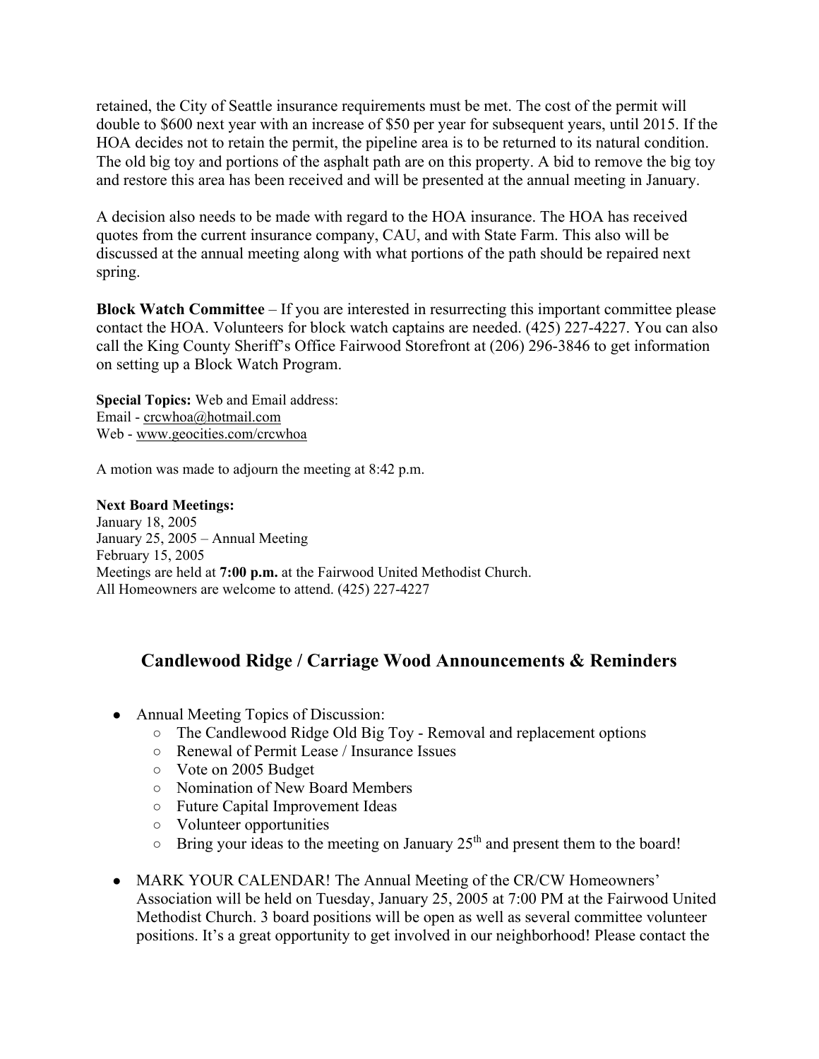retained, the City of Seattle insurance requirements must be met. The cost of the permit will double to $600 next year with an increase of $50 per year for subsequent years, until 2015. If the HOA decides not to retain the permit, the pipeline area is to be returned to its natural condition. The old big toy and portions of the asphalt path are on this property. A bid to remove the big toy and restore this area has been received and will be presented at the annual meeting in January.

A decision also needs to be made with regard to the HOA insurance. The HOA has received quotes from the current insurance company, CAU, and with State Farm. This also will be discussed at the annual meeting along with what portions of the path should be repaired next spring.

**Block Watch Committee** – If you are interested in resurrecting this important committee please contact the HOA. Volunteers for block watch captains are needed. (425) 227-4227. You can also call the King County Sheriff's Office Fairwood Storefront at (206) 296-3846 to get information on setting up a Block Watch Program.

**Special Topics:** Web and Email address:
Email - crcwhoa@hotmail.com
Web - www.geocities.com/crcwhoa

A motion was made to adjourn the meeting at 8:42 p.m.

**Next Board Meetings:**
January 18, 2005
January 25, 2005 – Annual Meeting
February 15, 2005
Meetings are held at **7:00 p.m.** at the Fairwood United Methodist Church.
All Homeowners are welcome to attend. (425) 227-4227

## Candlewood Ridge / Carriage Wood Announcements & Reminders

- Annual Meeting Topics of Discussion:
  - The Candlewood Ridge Old Big Toy - Removal and replacement options
  - Renewal of Permit Lease / Insurance Issues
  - Vote on 2005 Budget
  - Nomination of New Board Members
  - Future Capital Improvement Ideas
  - Volunteer opportunities
  - Bring your ideas to the meeting on January 25th and present them to the board!
- MARK YOUR CALENDAR! The Annual Meeting of the CR/CW Homeowners' Association will be held on Tuesday, January 25, 2005 at 7:00 PM at the Fairwood United Methodist Church. 3 board positions will be open as well as several committee volunteer positions. It's a great opportunity to get involved in our neighborhood! Please contact the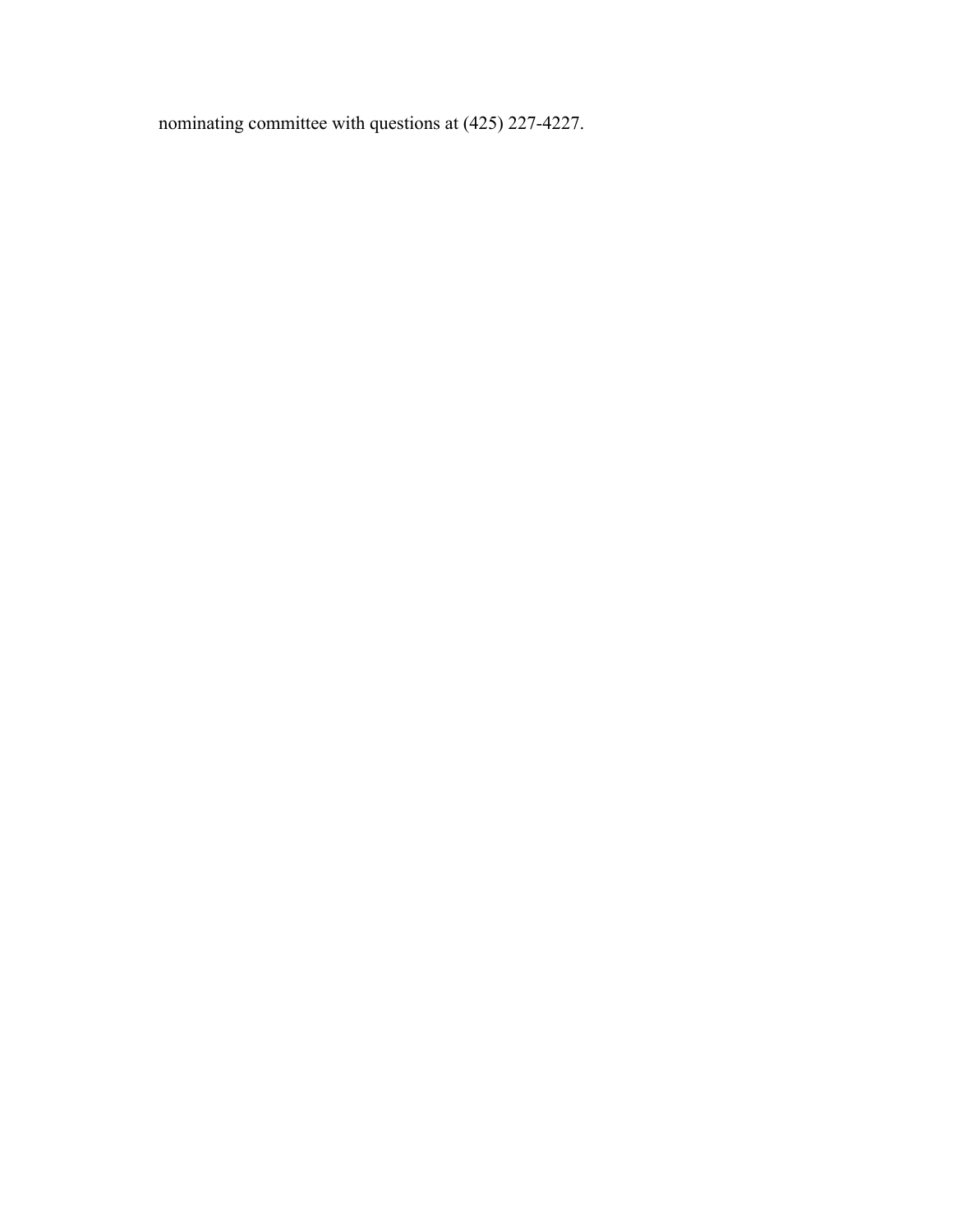nominating committee with questions at (425) 227-4227.